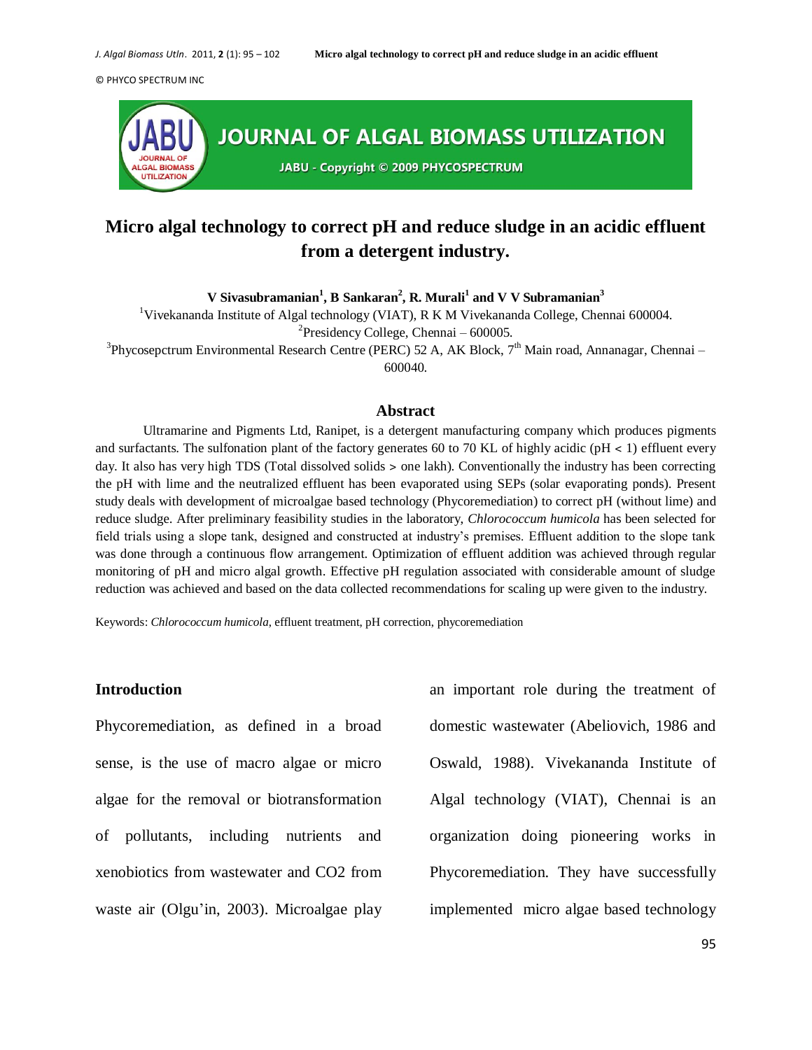# Micro algal technology to correct pH and reduce sludge in an acidic effluent from a detergent industry.

**V Sivasubramanian[1], B Sankaran[2], R. Murali[1] and V V Subramanian[3]**

[1]Vivekananda Institute of Algal technology (VIAT), R K M Vivekananda College, Chennai 600004.

[2]Presidency College, Chennai – 600005.

[3]Phycosepctrum Environmental Research Centre (PERC) 52 A, AK Block, 7th Main road, Annanagar, Chennai – 600040.

## Abstract

Ultramarine and Pigments Ltd, Ranipet, is a detergent manufacturing company which produces pigments and surfactants. The sulfonation plant of the factory generates 60 to 70 KL of highly acidic (pH < 1) effluent every day. It also has very high TDS (Total dissolved solids > one lakh). Conventionally the industry has been correcting the pH with lime and the neutralized effluent has been evaporated using SEPs (solar evaporating ponds). Present study deals with development of microalgae based technology (Phycoremediation) to correct pH (without lime) and reduce sludge. After preliminary feasibility studies in the laboratory, *Chlorococcum humicola* has been selected for field trials using a slope tank, designed and constructed at industry's premises. Effluent addition to the slope tank was done through a continuous flow arrangement. Optimization of effluent addition was achieved through regular monitoring of pH and micro algal growth. Effective pH regulation associated with considerable amount of sludge reduction was achieved and based on the data collected recommendations for scaling up were given to the industry.

Keywords: *Chlorococcum humicola*, effluent treatment, pH correction, phycoremediation

## Introduction

Phycoremediation, as defined in a broad sense, is the use of macro algae or micro algae for the removal or biotransformation of pollutants, including nutrients and xenobiotics from wastewater and CO2 from waste air (Olgu'in, 2003). Microalgae play an important role during the treatment of domestic wastewater (Abeliovich, 1986 and Oswald, 1988). Vivekananda Institute of Algal technology (VIAT), Chennai is an organization doing pioneering works in Phycoremediation. They have successfully implemented micro algae based technology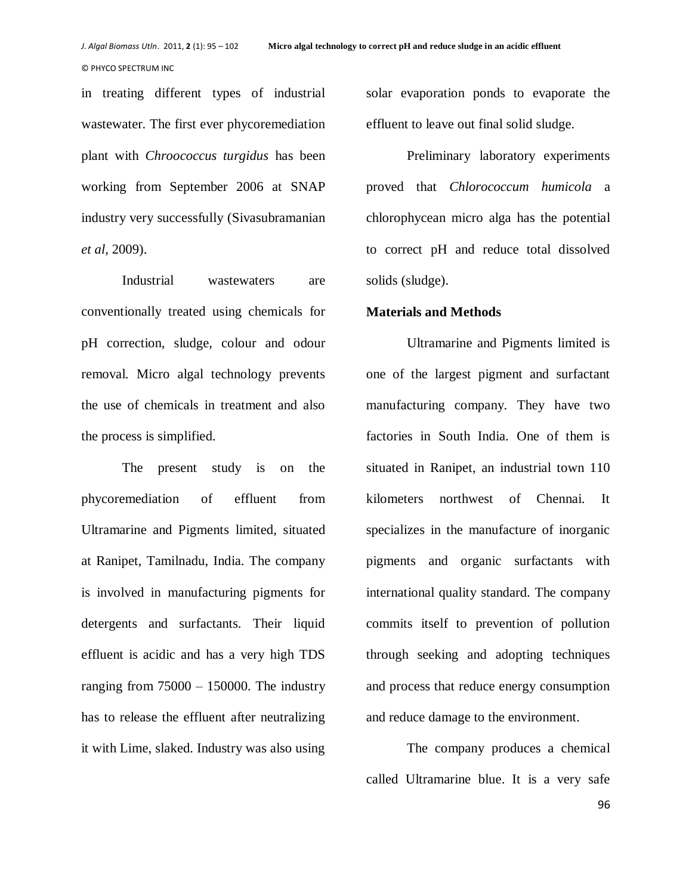in treating different types of industrial wastewater. The first ever phycoremediation plant with *Chroococcus turgidus* has been working from September 2006 at SNAP industry very successfully (Sivasubramanian *et al*, 2009).

Industrial wastewaters are conventionally treated using chemicals for pH correction, sludge, colour and odour removal. Micro algal technology prevents the use of chemicals in treatment and also the process is simplified.

The present study is on the phycoremediation of effluent from Ultramarine and Pigments limited, situated at Ranipet, Tamilnadu, India. The company is involved in manufacturing pigments for detergents and surfactants. Their liquid effluent is acidic and has a very high TDS ranging from 75000 – 150000. The industry has to release the effluent after neutralizing it with Lime, slaked. Industry was also using solar evaporation ponds to evaporate the effluent to leave out final solid sludge.

Preliminary laboratory experiments proved that *Chlorococcum humicola* a chlorophycean micro alga has the potential to correct pH and reduce total dissolved solids (sludge).

## Materials and Methods

Ultramarine and Pigments limited is one of the largest pigment and surfactant manufacturing company. They have two factories in South India. One of them is situated in Ranipet, an industrial town 110 kilometers northwest of Chennai. It specializes in the manufacture of inorganic pigments and organic surfactants with international quality standard. The company commits itself to prevention of pollution through seeking and adopting techniques and process that reduce energy consumption and reduce damage to the environment.

The company produces a chemical called Ultramarine blue. It is a very safe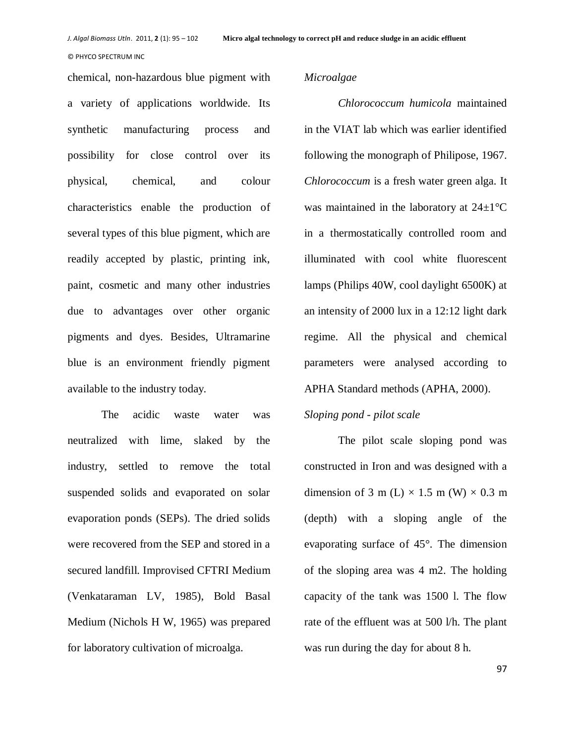chemical, non-hazardous blue pigment with a variety of applications worldwide. Its synthetic manufacturing process and possibility for close control over its physical, chemical, and colour characteristics enable the production of several types of this blue pigment, which are readily accepted by plastic, printing ink, paint, cosmetic and many other industries due to advantages over other organic pigments and dyes. Besides, Ultramarine blue is an environment friendly pigment available to the industry today.

The acidic waste water was neutralized with lime, slaked by the industry, settled to remove the total suspended solids and evaporated on solar evaporation ponds (SEPs). The dried solids were recovered from the SEP and stored in a secured landfill. Improvised CFTRI Medium (Venkataraman LV, 1985), Bold Basal Medium (Nichols H W, 1965) was prepared for laboratory cultivation of microalga.

*Microalgae*

*Chlorococcum humicola* maintained in the VIAT lab which was earlier identified following the monograph of Philipose, 1967. *Chlorococcum* is a fresh water green alga. It was maintained in the laboratory at 24±1°C in a thermostatically controlled room and illuminated with cool white fluorescent lamps (Philips 40W, cool daylight 6500K) at an intensity of 2000 lux in a 12:12 light dark regime. All the physical and chemical parameters were analysed according to APHA Standard methods (APHA, 2000).

*Sloping pond - pilot scale*

The pilot scale sloping pond was constructed in Iron and was designed with a dimension of 3 m (L) × 1.5 m (W) × 0.3 m (depth) with a sloping angle of the evaporating surface of 45°. The dimension of the sloping area was 4 m2. The holding capacity of the tank was 1500 l. The flow rate of the effluent was at 500 l/h. The plant was run during the day for about 8 h.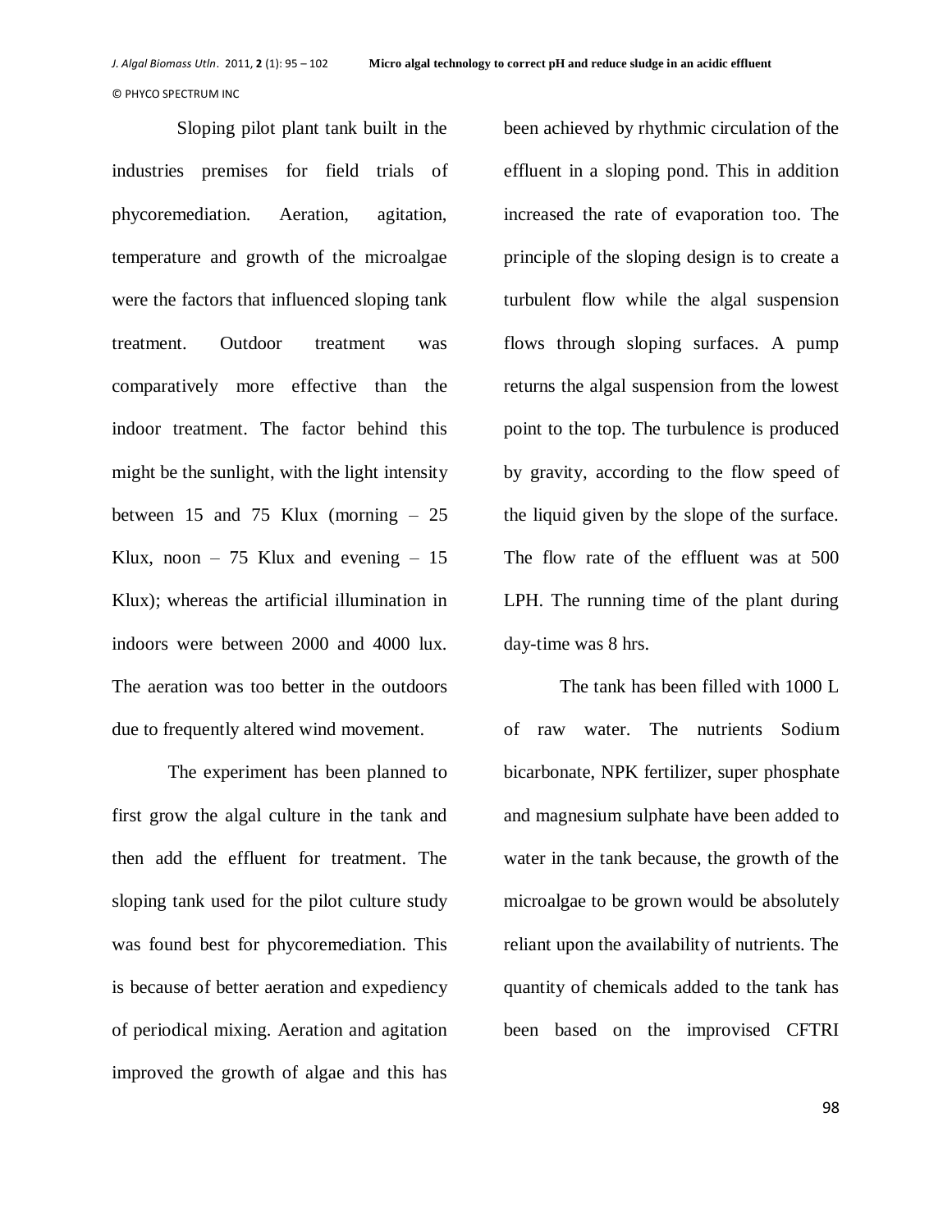Sloping pilot plant tank built in the industries premises for field trials of phycoremediation. Aeration, agitation, temperature and growth of the microalgae were the factors that influenced sloping tank treatment. Outdoor treatment was comparatively more effective than the indoor treatment. The factor behind this might be the sunlight, with the light intensity between 15 and 75 Klux (morning – 25 Klux, noon – 75 Klux and evening – 15 Klux); whereas the artificial illumination in indoors were between 2000 and 4000 lux. The aeration was too better in the outdoors due to frequently altered wind movement.

The experiment has been planned to first grow the algal culture in the tank and then add the effluent for treatment. The sloping tank used for the pilot culture study was found best for phycoremediation. This is because of better aeration and expediency of periodical mixing. Aeration and agitation improved the growth of algae and this has been achieved by rhythmic circulation of the effluent in a sloping pond. This in addition increased the rate of evaporation too. The principle of the sloping design is to create a turbulent flow while the algal suspension flows through sloping surfaces. A pump returns the algal suspension from the lowest point to the top. The turbulence is produced by gravity, according to the flow speed of the liquid given by the slope of the surface. The flow rate of the effluent was at 500 LPH. The running time of the plant during day-time was 8 hrs.

The tank has been filled with 1000 L of raw water. The nutrients Sodium bicarbonate, NPK fertilizer, super phosphate and magnesium sulphate have been added to water in the tank because, the growth of the microalgae to be grown would be absolutely reliant upon the availability of nutrients. The quantity of chemicals added to the tank has been based on the improvised CFTRI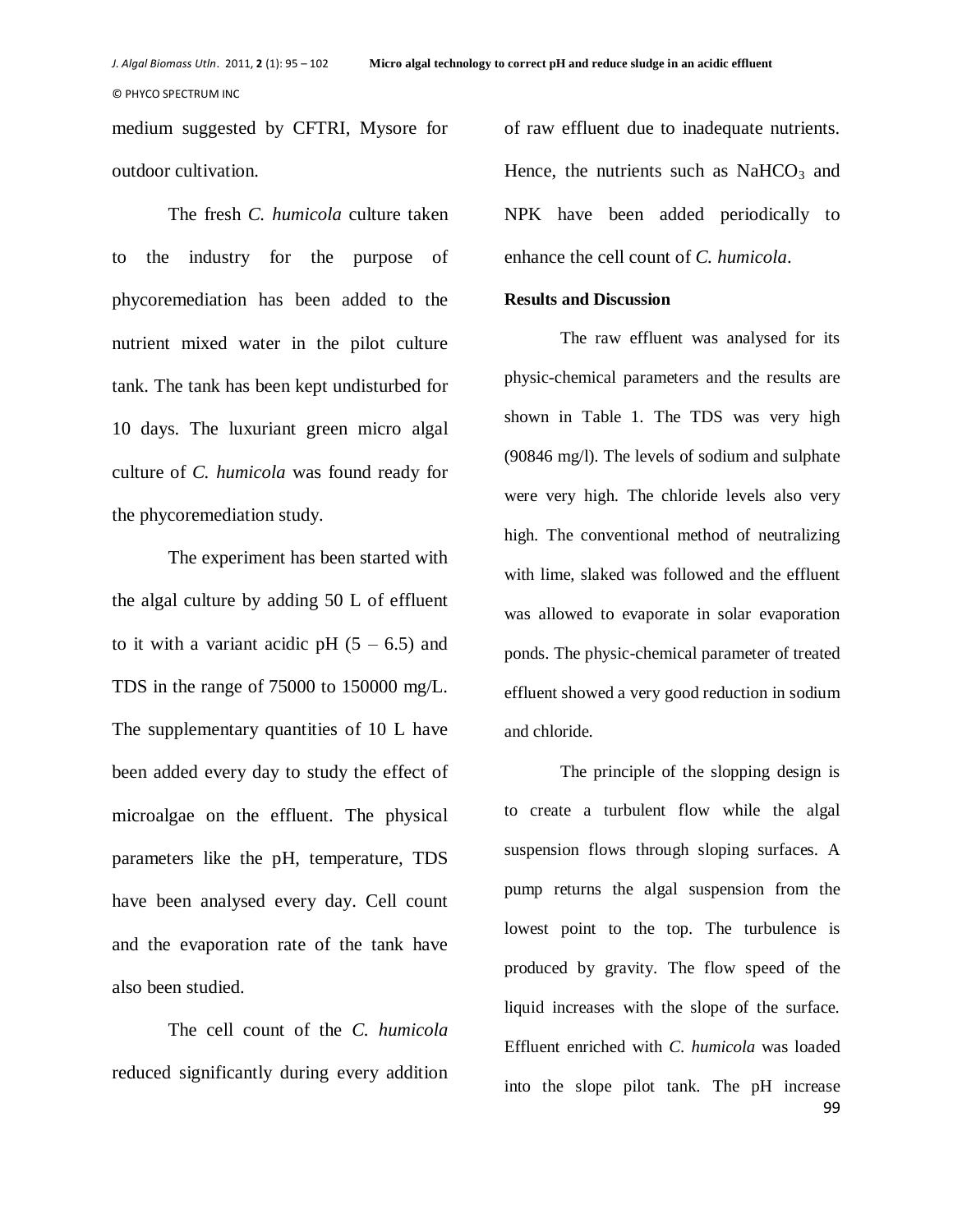medium suggested by CFTRI, Mysore for outdoor cultivation.

The fresh *C. humicola* culture taken to the industry for the purpose of phycoremediation has been added to the nutrient mixed water in the pilot culture tank. The tank has been kept undisturbed for 10 days. The luxuriant green micro algal culture of *C. humicola* was found ready for the phycoremediation study.

The experiment has been started with the algal culture by adding 50 L of effluent to it with a variant acidic pH (5 – 6.5) and TDS in the range of 75000 to 150000 mg/L. The supplementary quantities of 10 L have been added every day to study the effect of microalgae on the effluent. The physical parameters like the pH, temperature, TDS have been analysed every day. Cell count and the evaporation rate of the tank have also been studied.

The cell count of the *C. humicola* reduced significantly during every addition of raw effluent due to inadequate nutrients. Hence, the nutrients such as $NaHCO_3$ and NPK have been added periodically to enhance the cell count of *C. humicola*.

**Results and Discussion**

The raw effluent was analysed for its physic-chemical parameters and the results are shown in Table 1. The TDS was very high (90846 mg/l). The levels of sodium and sulphate were very high. The chloride levels also very high. The conventional method of neutralizing with lime, slaked was followed and the effluent was allowed to evaporate in solar evaporation ponds. The physic-chemical parameter of treated effluent showed a very good reduction in sodium and chloride.

The principle of the slopping design is to create a turbulent flow while the algal suspension flows through sloping surfaces. A pump returns the algal suspension from the lowest point to the top. The turbulence is produced by gravity. The flow speed of the liquid increases with the slope of the surface. Effluent enriched with *C. humicola* was loaded into the slope pilot tank. The pH increase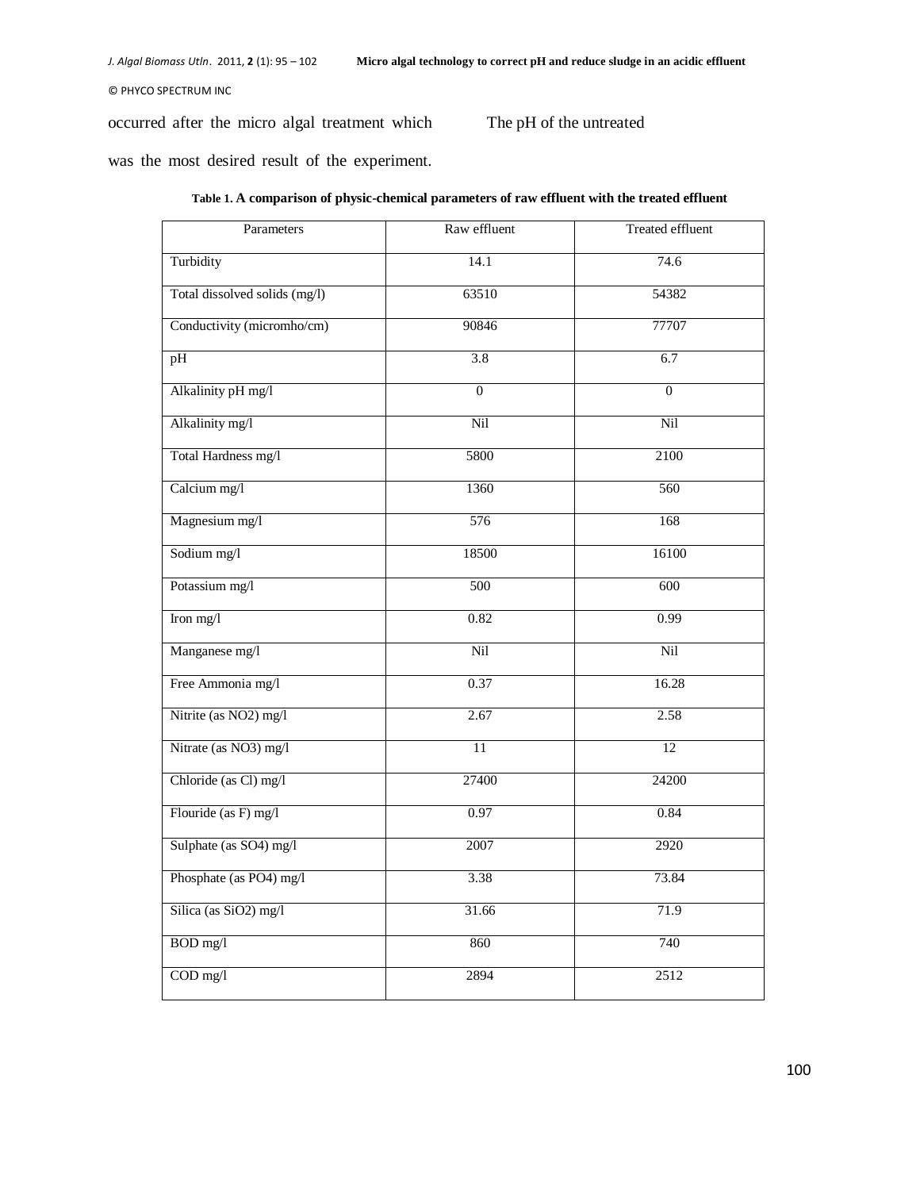occurred after the micro algal treatment which was the most desired result of the experiment. The pH of the untreated

**Table 1. A comparison of physic-chemical parameters of raw effluent with the treated effluent**

| Parameters | Raw effluent | Treated effluent |
|---|---|---|
| Turbidity | 14.1 | 74.6 |
| Total dissolved solids (mg/l) | 63510 | 54382 |
| Conductivity (micromho/cm) | 90846 | 77707 |
| pH | 3.8 | 6.7 |
| Alkalinity pH mg/l | 0 | 0 |
| Alkalinity mg/l | Nil | Nil |
| Total Hardness mg/l | 5800 | 2100 |
| Calcium mg/l | 1360 | 560 |
| Magnesium mg/l | 576 | 168 |
| Sodium mg/l | 18500 | 16100 |
| Potassium mg/l | 500 | 600 |
| Iron mg/l | 0.82 | 0.99 |
| Manganese mg/l | Nil | Nil |
| Free Ammonia mg/l | 0.37 | 16.28 |
| Nitrite (as $NO_2$) mg/l | 2.67 | 2.58 |
| Nitrate (as $NO_3$) mg/l | 11 | 12 |
| Chloride (as Cl) mg/l | 27400 | 24200 |
| Flouride (as F) mg/l | 0.97 | 0.84 |
| Sulphate (as $SO_4$) mg/l | 2007 | 2920 |
| Phosphate (as $PO_4$) mg/l | 3.38 | 73.84 |
| Silica (as $SiO_2$) mg/l | 31.66 | 71.9 |
| BOD mg/l | 860 | 740 |
| COD mg/l | 2894 | 2512 |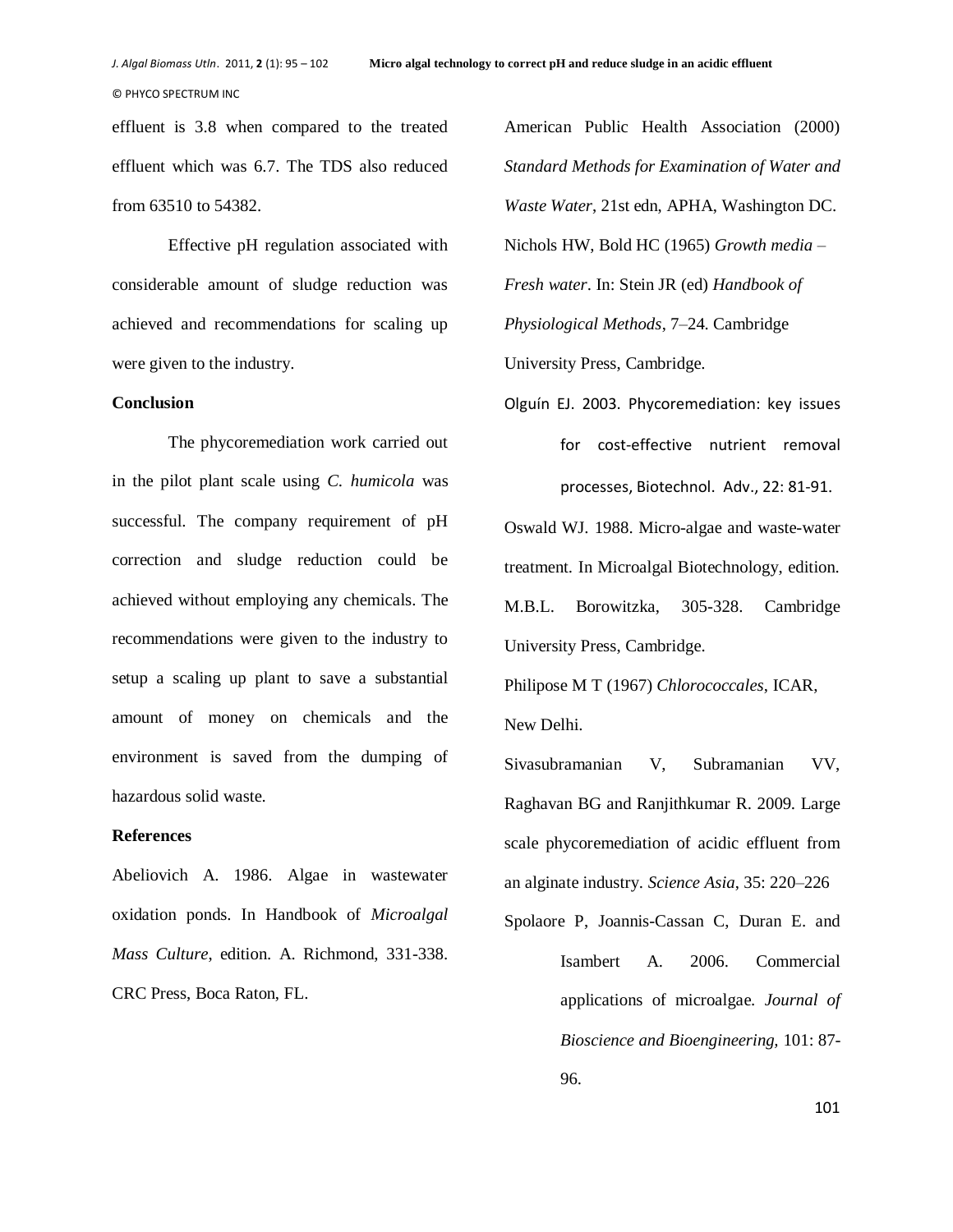effluent is 3.8 when compared to the treated effluent which was 6.7. The TDS also reduced from 63510 to 54382.

Effective pH regulation associated with considerable amount of sludge reduction was achieved and recommendations for scaling up were given to the industry.

## Conclusion

The phycoremediation work carried out in the pilot plant scale using *C. humicola* was successful. The company requirement of pH correction and sludge reduction could be achieved without employing any chemicals. The recommendations were given to the industry to setup a scaling up plant to save a substantial amount of money on chemicals and the environment is saved from the dumping of hazardous solid waste.

## References

Abeliovich A. 1986. Algae in wastewater oxidation ponds. In Handbook of *Microalgal Mass Culture*, edition. A. Richmond, 331-338. CRC Press, Boca Raton, FL.

American Public Health Association (2000) *Standard Methods for Examination of Water and Waste Water*, 21st edn, APHA, Washington DC.

Nichols HW, Bold HC (1965) *Growth media – Fresh water*. In: Stein JR (ed) *Handbook of Physiological Methods*, 7–24. Cambridge University Press, Cambridge.

Olguín EJ. 2003. Phycoremediation: key issues for cost-effective nutrient removal processes, Biotechnol. Adv., 22: 81-91.

Oswald WJ. 1988. Micro-algae and waste-water treatment. In Microalgal Biotechnology, edition. M.B.L. Borowitzka, 305-328. Cambridge University Press, Cambridge.

Philipose M T (1967) *Chlorococcales*, ICAR, New Delhi.

Sivasubramanian V, Subramanian VV, Raghavan BG and Ranjithkumar R. 2009. Large scale phycoremediation of acidic effluent from an alginate industry. *Science Asia*, 35: 220–226

Spolaore P, Joannis-Cassan C, Duran E. and Isambert A. 2006. Commercial applications of microalgae. *Journal of Bioscience and Bioengineering*, 101: 87-96.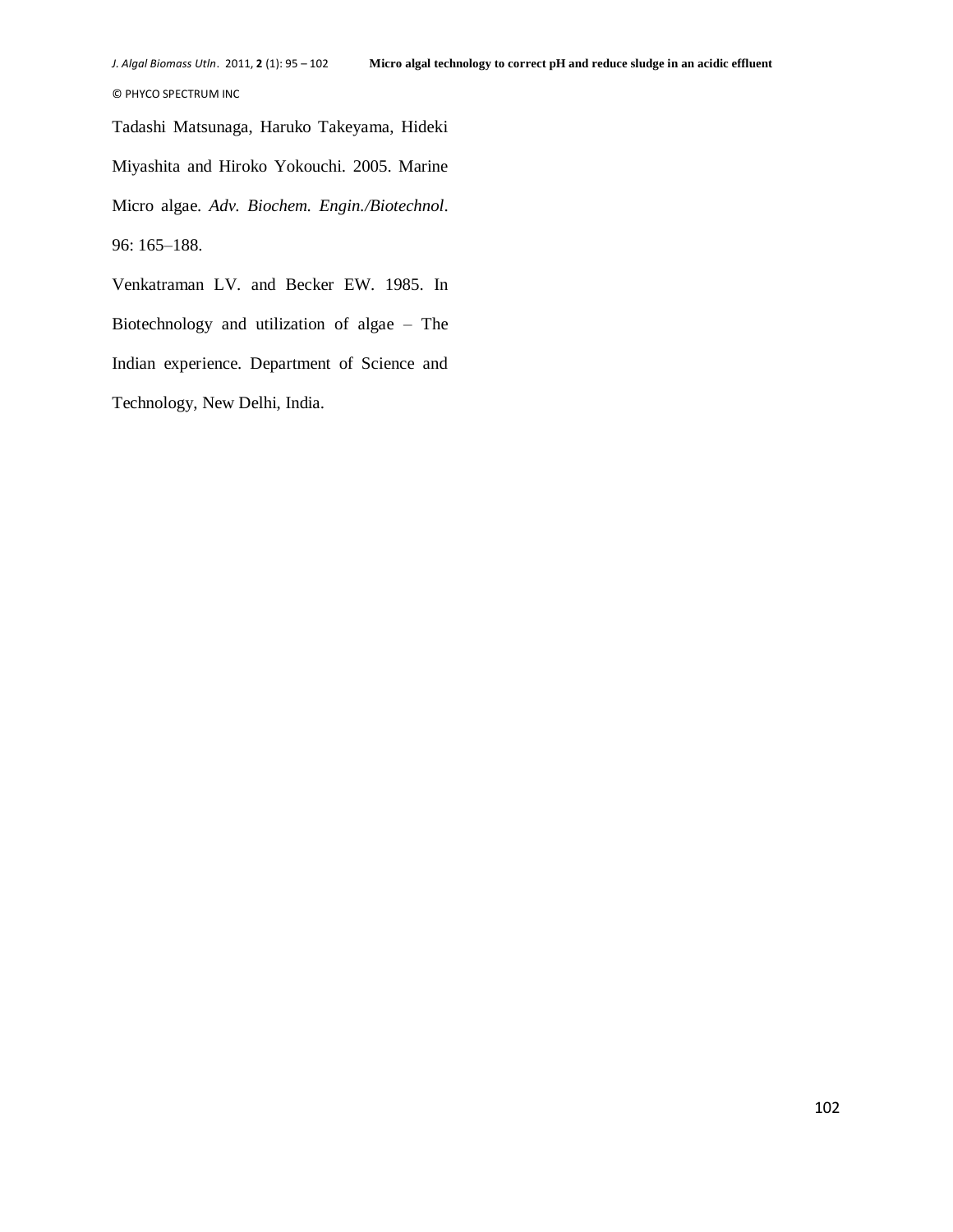Tadashi Matsunaga, Haruko Takeyama, Hideki Miyashita and Hiroko Yokouchi. 2005. Marine Micro algae. *Adv. Biochem. Engin./Biotechnol*. 96: 165–188.

Venkatraman LV. and Becker EW. 1985. In Biotechnology and utilization of algae – The Indian experience. Department of Science and Technology, New Delhi, India.